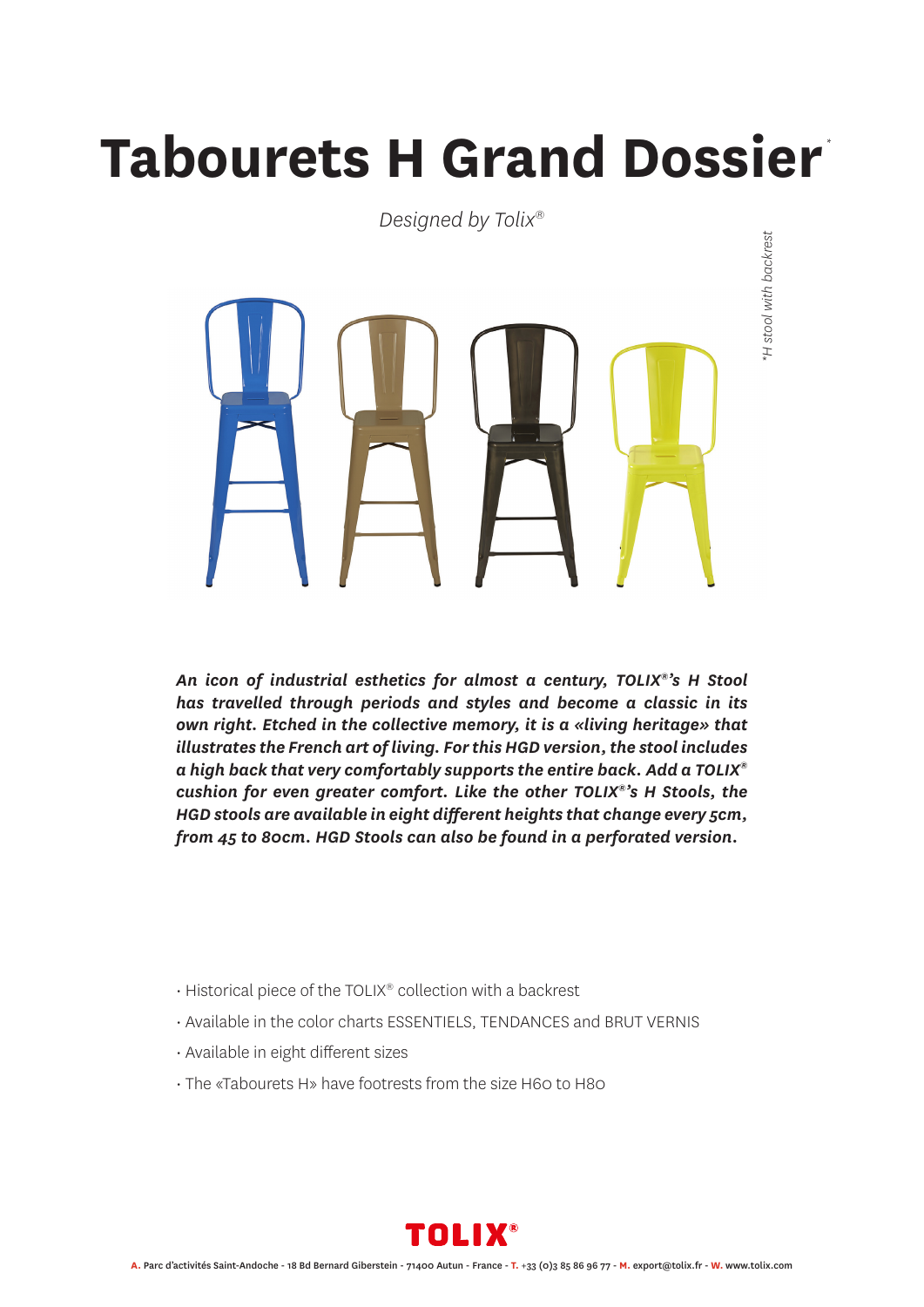# Tabourets H Grand Dossier*

*Designed by Tolix®*

*\*H stool with backrest*

***An icon of industrial esthetics for almost a century, TOLIX®'s H Stool has travelled through periods and styles and become a classic in its own right. Etched in the collective memory, it is a «living heritage» that illustrates the French art of living. For this HGD version, the stool includes a high back that very comfortably supports the entire back. Add a TOLIX® cushion for even greater comfort. Like the other TOLIX®'s H Stools, the HGD stools are available in eight different heights that change every 5cm, from 45 to 80cm. HGD Stools can also be found in a perforated version.***

- Historical piece of the TOLIX® collection with a backrest
- Available in the color charts ESSENTIELS, TENDANCES and BRUT VERNIS
- Available in eight different sizes
- The «Tabourets H» have footrests from the size H60 to H80

**TOLIX®**

**A.** Parc d'activités Saint-Andoche - 18 Bd Bernard Giberstein - 71400 Autun - France - **T.** +33 (0)3 85 86 96 77 - **M.** export@tolix.fr - **W.** www.tolix.com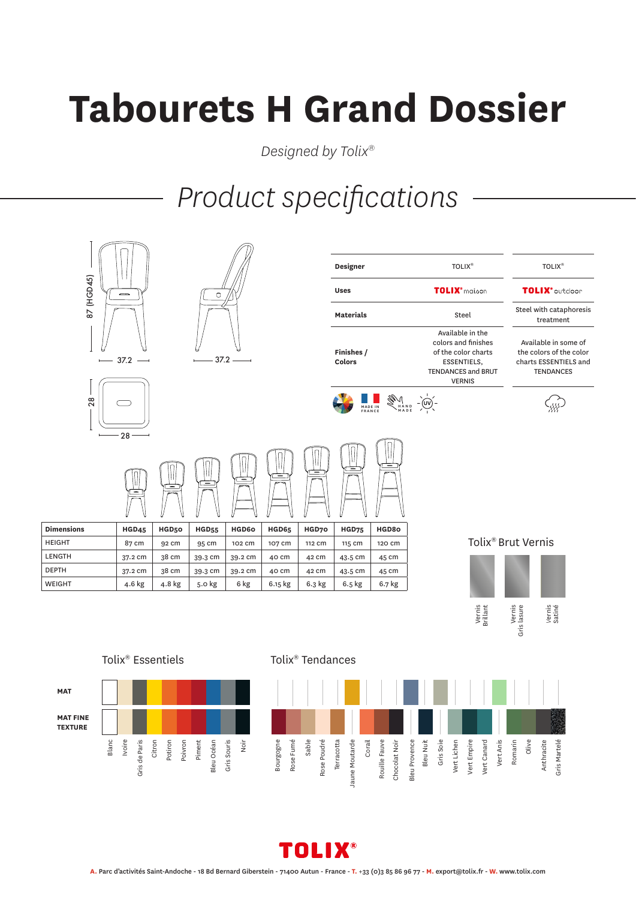# Tabourets H Grand Dossier

*Designed by Tolix®*

## Product specifications

87 (HGD45)

37.2

37.2

28

28

| | TOLIX® maison | TOLIX® outdoor |
|---|---|---|
| **Designer** | TOLIX® | TOLIX® |
| **Uses** | TOLIX® maison | TOLIX® outdoor |
| **Materials** | Steel | Steel with cataphoresis treatment |
| **Finishes / Colors** | Available in the colors and finishes of the color charts ESSENTIELS, TENDANCES and BRUT VERNIS | Available in some of the colors of the color charts ESSENTIELS and TENDANCES |

MADE IN FRANCE · HAND MADE · UV

| Dimensions | HGD45 | HGD50 | HGD55 | HGD60 | HGD65 | HGD70 | HGD75 | HGD80 |
|---|---|---|---|---|---|---|---|---|
| HEIGHT | 87 cm | 92 cm | 95 cm | 102 cm | 107 cm | 112 cm | 115 cm | 120 cm |
| LENGTH | 37.2 cm | 38 cm | 39.3 cm | 39.2 cm | 40 cm | 42 cm | 43.5 cm | 45 cm |
| DEPTH | 37.2 cm | 38 cm | 39.3 cm | 39.2 cm | 40 cm | 42 cm | 43.5 cm | 45 cm |
| WEIGHT | 4.6 kg | 4.8 kg | 5.0 kg | 6 kg | 6.15 kg | 6.3 kg | 6.5 kg | 6.7 kg |

### Tolix® Brut Vernis

Vernis Brillant · Vernis Gris lasure · Vernis Satiné

### Tolix® Essentiels

MAT

MAT FINE TEXTURE

Blanc · Ivoire · Gris de Paris · Citron · Potiron · Poivron · Piment · Bleu Océan · Gris Souris · Noir

### Tolix® Tendances

Bourgogne · Rose Fumé · Sable · Rose Poudré · Terracotta · Jaune Moutarde · Corail · Rouille Fauve · Chocolat Noir · Bleu Provence · Bleu Nuit · Gris Soie · Vert Lichen · Vert Empire · Vert Canard · Vert Anis · Romarin · Olive · Anthracite · Gris Martelé

TOLIX®

**A.** Parc d'activités Saint-Andoche - 18 Bd Bernard Giberstein - 71400 Autun - France - **T.** +33 (0)3 85 86 96 77 - **M.** export@tolix.fr - **W.** www.tolix.com